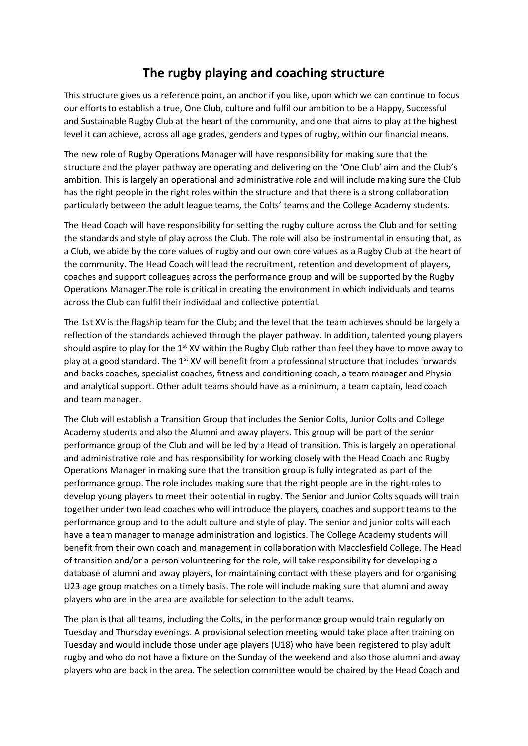# The rugby playing and coaching structure

This structure gives us a reference point, an anchor if you like, upon which we can continue to focus our efforts to establish a true, One Club, culture and fulfil our ambition to be a Happy, Successful and Sustainable Rugby Club at the heart of the community, and one that aims to play at the highest level it can achieve, across all age grades, genders and types of rugby, within our financial means.

The new role of Rugby Operations Manager will have responsibility for making sure that the structure and the player pathway are operating and delivering on the 'One Club' aim and the Club's ambition. This is largely an operational and administrative role and will include making sure the Club has the right people in the right roles within the structure and that there is a strong collaboration particularly between the adult league teams, the Colts' teams and the College Academy students.

The Head Coach will have responsibility for setting the rugby culture across the Club and for setting the standards and style of play across the Club. The role will also be instrumental in ensuring that, as a Club, we abide by the core values of rugby and our own core values as a Rugby Club at the heart of the community. The Head Coach will lead the recruitment, retention and development of players, coaches and support colleagues across the performance group and will be supported by the Rugby Operations Manager.The role is critical in creating the environment in which individuals and teams across the Club can fulfil their individual and collective potential.

The 1st XV is the flagship team for the Club; and the level that the team achieves should be largely a reflection of the standards achieved through the player pathway. In addition, talented young players should aspire to play for the 1st XV within the Rugby Club rather than feel they have to move away to play at a good standard. The 1st XV will benefit from a professional structure that includes forwards and backs coaches, specialist coaches, fitness and conditioning coach, a team manager and Physio and analytical support. Other adult teams should have as a minimum, a team captain, lead coach and team manager.

The Club will establish a Transition Group that includes the Senior Colts, Junior Colts and College Academy students and also the Alumni and away players. This group will be part of the senior performance group of the Club and will be led by a Head of transition. This is largely an operational and administrative role and has responsibility for working closely with the Head Coach and Rugby Operations Manager in making sure that the transition group is fully integrated as part of the performance group. The role includes making sure that the right people are in the right roles to develop young players to meet their potential in rugby. The Senior and Junior Colts squads will train together under two lead coaches who will introduce the players, coaches and support teams to the performance group and to the adult culture and style of play. The senior and junior colts will each have a team manager to manage administration and logistics. The College Academy students will benefit from their own coach and management in collaboration with Macclesfield College. The Head of transition and/or a person volunteering for the role, will take responsibility for developing a database of alumni and away players, for maintaining contact with these players and for organising U23 age group matches on a timely basis. The role will include making sure that alumni and away players who are in the area are available for selection to the adult teams.

The plan is that all teams, including the Colts, in the performance group would train regularly on Tuesday and Thursday evenings. A provisional selection meeting would take place after training on Tuesday and would include those under age players (U18) who have been registered to play adult rugby and who do not have a fixture on the Sunday of the weekend and also those alumni and away players who are back in the area. The selection committee would be chaired by the Head Coach and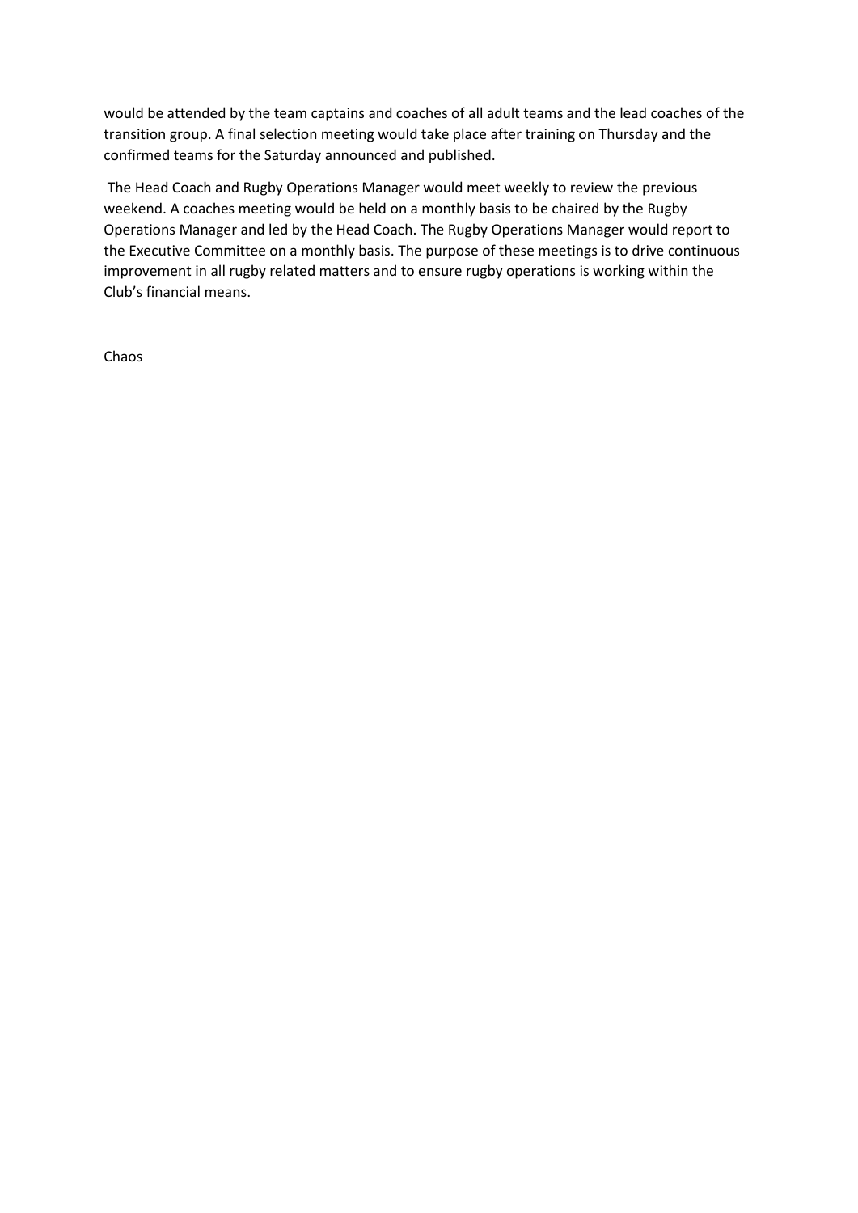would be attended by the team captains and coaches of all adult teams and the lead coaches of the transition group. A final selection meeting would take place after training on Thursday and the confirmed teams for the Saturday announced and published.

The Head Coach and Rugby Operations Manager would meet weekly to review the previous weekend. A coaches meeting would be held on a monthly basis to be chaired by the Rugby Operations Manager and led by the Head Coach. The Rugby Operations Manager would report to the Executive Committee on a monthly basis. The purpose of these meetings is to drive continuous improvement in all rugby related matters and to ensure rugby operations is working within the Club's financial means.

Chaos